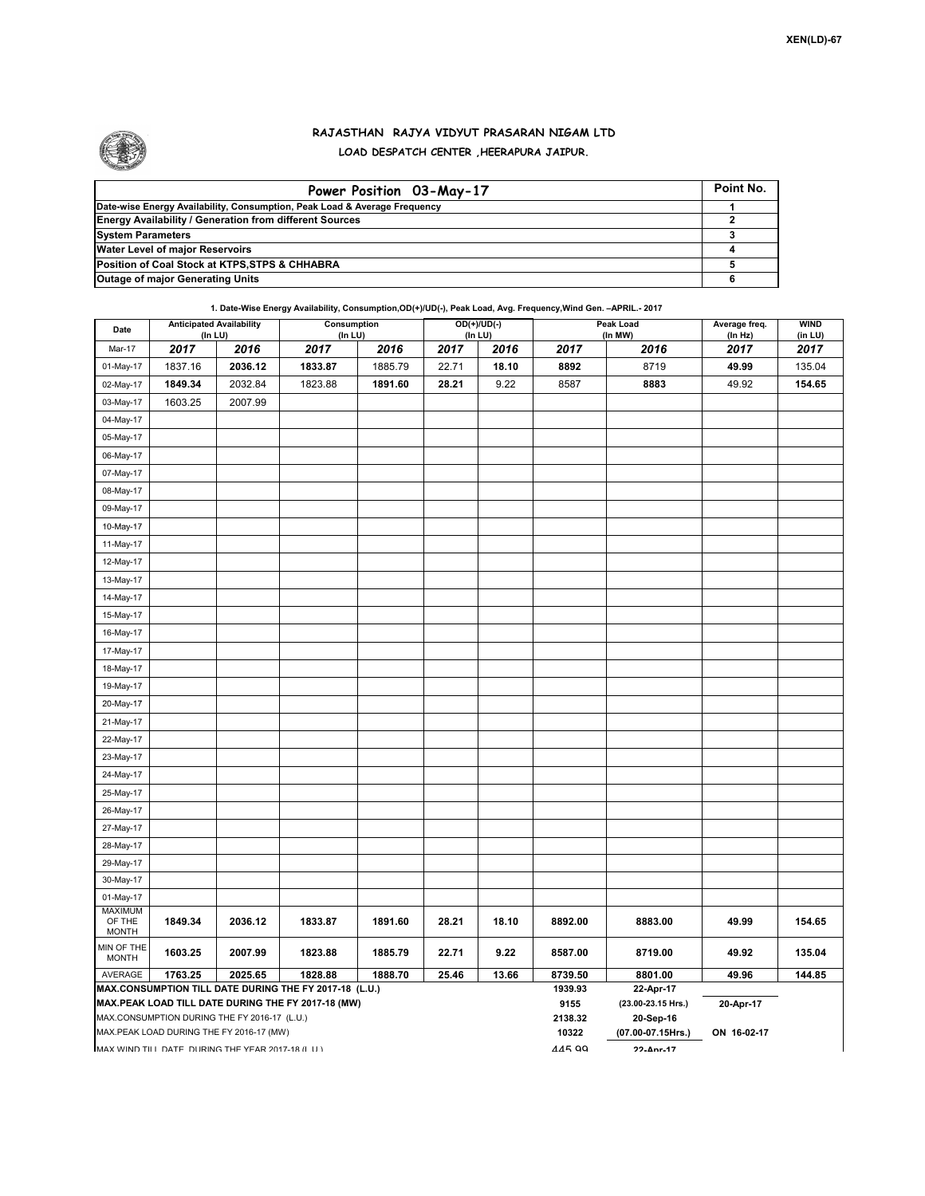XEN(LD)-67

# RAJASTHAN RAJYA VIDYUT PRASARAN NIGAM LTD
## LOAD DESPATCH CENTER ,HEERAPURA JAIPUR.

| Power Position 03-May-17 | Point No. |
|---|---|
| Date-wise Energy Availability, Consumption, Peak Load & Average Frequency | 1 |
| Energy Availability / Generation from different Sources | 2 |
| System Parameters | 3 |
| Water Level of major Reservoirs | 4 |
| Position of Coal Stock at KTPS,STPS & CHHABRA | 5 |
| Outage of major Generating Units | 6 |

**1. Date-Wise Energy Availability, Consumption,OD(+)/UD(-), Peak Load, Avg. Frequency,Wind Gen. –APRIL.- 2017**

| Date | Anticipated Availability (In LU) | | Consumption (In LU) | | OD(+)/UD(-) (In LU) | | Peak Load (In MW) | | Average freq. (In Hz) | WIND (in LU) |
|---|---|---|---|---|---|---|---|---|---|---|
| Mar-17 | 2017 | 2016 | 2017 | 2016 | 2017 | 2016 | 2017 | 2016 | 2017 | 2017 |
| 01-May-17 | 1837.16 | 2036.12 | 1833.87 | 1885.79 | 22.71 | 18.10 | 8892 | 8719 | 49.99 | 135.04 |
| 02-May-17 | 1849.34 | 2032.84 | 1823.88 | 1891.60 | 28.21 | 9.22 | 8587 | 8883 | 49.92 | 154.65 |
| 03-May-17 | 1603.25 | 2007.99 | | | | | | | | |
| 04-May-17 | | | | | | | | | | |
| 05-May-17 | | | | | | | | | | |
| 06-May-17 | | | | | | | | | | |
| 07-May-17 | | | | | | | | | | |
| 08-May-17 | | | | | | | | | | |
| 09-May-17 | | | | | | | | | | |
| 10-May-17 | | | | | | | | | | |
| 11-May-17 | | | | | | | | | | |
| 12-May-17 | | | | | | | | | | |
| 13-May-17 | | | | | | | | | | |
| 14-May-17 | | | | | | | | | | |
| 15-May-17 | | | | | | | | | | |
| 16-May-17 | | | | | | | | | | |
| 17-May-17 | | | | | | | | | | |
| 18-May-17 | | | | | | | | | | |
| 19-May-17 | | | | | | | | | | |
| 20-May-17 | | | | | | | | | | |
| 21-May-17 | | | | | | | | | | |
| 22-May-17 | | | | | | | | | | |
| 23-May-17 | | | | | | | | | | |
| 24-May-17 | | | | | | | | | | |
| 25-May-17 | | | | | | | | | | |
| 26-May-17 | | | | | | | | | | |
| 27-May-17 | | | | | | | | | | |
| 28-May-17 | | | | | | | | | | |
| 29-May-17 | | | | | | | | | | |
| 30-May-17 | | | | | | | | | | |
| 01-May-17 | | | | | | | | | | |
| MAXIMUM OF THE MONTH | 1849.34 | 2036.12 | 1833.87 | 1891.60 | 28.21 | 18.10 | 8892.00 | 8883.00 | 49.99 | 154.65 |
| MIN OF THE MONTH | 1603.25 | 2007.99 | 1823.88 | 1885.79 | 22.71 | 9.22 | 8587.00 | 8719.00 | 49.92 | 135.04 |
| AVERAGE | 1763.25 | 2025.65 | 1828.88 | 1888.70 | 25.46 | 13.66 | 8739.50 | 8801.00 | 49.96 | 144.85 |

| | | | |
|---|---|---|---|
| MAX.CONSUMPTION TILL DATE DURING THE FY 2017-18 (L.U.) | 1939.93 | 22-Apr-17 | |
| MAX.PEAK LOAD TILL DATE DURING THE FY 2017-18 (MW) | 9155 | (23.00-23.15 Hrs.) | 20-Apr-17 |
| MAX.CONSUMPTION DURING THE FY 2016-17 (L.U.) | 2138.32 | 20-Sep-16 | |
| MAX.PEAK LOAD DURING THE FY 2016-17 (MW) | 10322 | (07.00-07.15Hrs.) | ON 16-02-17 |
| MAX WIND TILL DATE DURING THE YEAR 2017-18 (L.U.) | 445.99 | 22-Apr-17 | |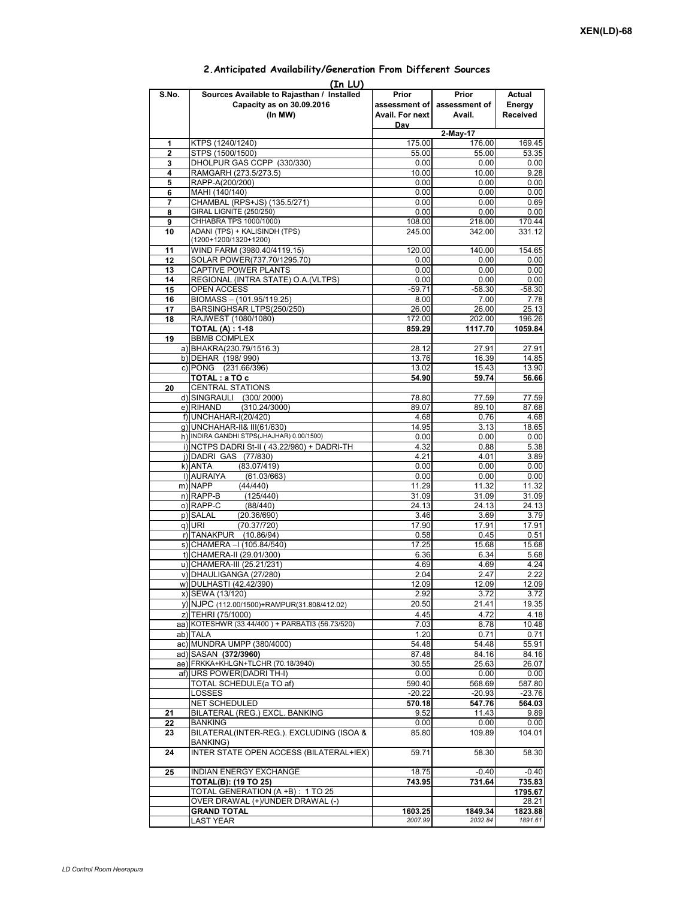XEN(LD)-68

## 2.Anticipated Availability/Generation From Different Sources

(In LU)

| S.No. | Sources Available to Rajasthan / Installed Capacity as on 30.09.2016 (In MW) | Prior assessment of Avail. For next Day | Prior assessment of Avail. | Actual Energy Received |
|---|---|---|---|---|
| | | 2-May-17 | | |
| 1 | KTPS (1240/1240) | 175.00 | 176.00 | 169.45 |
| 2 | STPS (1500/1500) | 55.00 | 55.00 | 53.35 |
| 3 | DHOLPUR GAS CCPP (330/330) | 0.00 | 0.00 | 0.00 |
| 4 | RAMGARH (273.5/273.5) | 10.00 | 10.00 | 9.28 |
| 5 | RAPP-A(200/200) | 0.00 | 0.00 | 0.00 |
| 6 | MAHI (140/140) | 0.00 | 0.00 | 0.00 |
| 7 | CHAMBAL (RPS+JS) (135.5/271) | 0.00 | 0.00 | 0.69 |
| 8 | GIRAL LIGNITE (250/250) | 0.00 | 0.00 | 0.00 |
| 9 | CHHABRA TPS 1000/1000) | 108.00 | 218.00 | 170.44 |
| 10 | ADANI (TPS) + KALISINDH (TPS) (1200+1200/1320+1200) | 245.00 | 342.00 | 331.12 |
| 11 | WIND FARM (3980.40/4119.15) | 120.00 | 140.00 | 154.65 |
| 12 | SOLAR POWER(737.70/1295.70) | 0.00 | 0.00 | 0.00 |
| 13 | CAPTIVE POWER PLANTS | 0.00 | 0.00 | 0.00 |
| 14 | REGIONAL (INTRA STATE) O.A.(VLTPS) | 0.00 | 0.00 | 0.00 |
| 15 | OPEN ACCESS | -59.71 | -58.30 | -58.30 |
| 16 | BIOMASS – (101.95/119.25) | 8.00 | 7.00 | 7.78 |
| 17 | BARSINGHSAR LTPS(250/250) | 26.00 | 26.00 | 25.13 |
| 18 | RAJWEST (1080/1080) | 172.00 | 202.00 | 196.26 |
| | **TOTAL (A) : 1-18** | **859.29** | **1117.70** | **1059.84** |
| 19 | BBMB COMPLEX | | | |
| | a) BHAKRA(230.79/1516.3) | 28.12 | 27.91 | 27.91 |
| | b) DEHAR (198/ 990) | 13.76 | 16.39 | 14.85 |
| | c) PONG (231.66/396) | 13.02 | 15.43 | 13.90 |
| | **TOTAL : a TO c** | **54.90** | **59.74** | **56.66** |
| 20 | CENTRAL STATIONS | | | |
| | d) SINGRAULI (300/ 2000) | 78.80 | 77.59 | 77.59 |
| | e) RIHAND (310.24/3000) | 89.07 | 89.10 | 87.68 |
| | f) UNCHAHAR-I(20/420) | 4.68 | 0.76 | 4.68 |
| | g) UNCHAHAR-II& III(61/630) | 14.95 | 3.13 | 18.65 |
| | h) INDIRA GANDHI STPS(JHAJHAR) 0.00/1500) | 0.00 | 0.00 | 0.00 |
| | i) NCTPS DADRI St-II ( 43.22/980) + DADRI-TH | 4.32 | 0.88 | 5.38 |
| | j) DADRI GAS (77/830) | 4.21 | 4.01 | 3.89 |
| | k) ANTA (83.07/419) | 0.00 | 0.00 | 0.00 |
| | l) AURAIYA (61.03/663) | 0.00 | 0.00 | 0.00 |
| | m) NAPP (44/440) | 11.29 | 11.32 | 11.32 |
| | n) RAPP-B (125/440) | 31.09 | 31.09 | 31.09 |
| | o) RAPP-C (88/440) | 24.13 | 24.13 | 24.13 |
| | p) SALAL (20.36/690) | 3.46 | 3.69 | 3.79 |
| | q) URI (70.37/720) | 17.90 | 17.91 | 17.91 |
| | r) TANAKPUR (10.86/94) | 0.58 | 0.45 | 0.51 |
| | s) CHAMERA –I (105.84/540) | 17.25 | 15.68 | 15.68 |
| | t) CHAMERA-II (29.01/300) | 6.36 | 6.34 | 5.68 |
| | u) CHAMERA-III (25.21/231) | 4.69 | 4.69 | 4.24 |
| | v) DHAULIGANGA (27/280) | 2.04 | 2.47 | 2.22 |
| | w) DULHASTI (42.42/390) | 12.09 | 12.09 | 12.09 |
| | x) SEWA (13/120) | 2.92 | 3.72 | 3.72 |
| | y) NJPC (112.00/1500)+RAMPUR(31.808/412.02) | 20.50 | 21.41 | 19.35 |
| | z) TEHRI (75/1000) | 4.45 | 4.72 | 4.18 |
| | aa) KOTESHWR (33.44/400 ) + PARBATI3 (56.73/520) | 7.03 | 8.78 | 10.48 |
| | ab) TALA | 1.20 | 0.71 | 0.71 |
| | ac) MUNDRA UMPP (380/4000) | 54.48 | 54.48 | 55.91 |
| | ad) SASAN **(372/3960)** | 87.48 | 84.16 | 84.16 |
| | ae) FRKKA+KHLGN+TLCHR (70.18/3940) | 30.55 | 25.63 | 26.07 |
| | af) URS POWER(DADRI TH-I) | 0.00 | 0.00 | 0.00 |
| | TOTAL SCHEDULE(a TO af) | 590.40 | 568.69 | 587.80 |
| | LOSSES | -20.22 | -20.93 | -23.76 |
| | NET SCHEDULED | **570.18** | **547.76** | **564.03** |
| 21 | BILATERAL (REG.) EXCL. BANKING | 9.52 | 11.43 | 9.89 |
| 22 | BANKING | 0.00 | 0.00 | 0.00 |
| 23 | BILATERAL(INTER-REG.). EXCLUDING (ISOA & BANKING) | 85.80 | 109.89 | 104.01 |
| 24 | INTER STATE OPEN ACCESS (BILATERAL+IEX) | 59.71 | 58.30 | 58.30 |
| 25 | INDIAN ENERGY EXCHANGE | 18.75 | -0.40 | -0.40 |
| | **TOTAL(B): (19 TO 25)** | **743.95** | **731.64** | **735.83** |
| | TOTAL GENERATION (A +B) : 1 TO 25 | | | **1795.67** |
| | OVER DRAWAL (+)/UNDER DRAWAL (-) | | | 28.21 |
| | **GRAND TOTAL** | **1603.25** | **1849.34** | **1823.88** |
| | LAST YEAR | *2007.99* | *2032.84* | *1891.61* |

*LD Control Room Heerapura*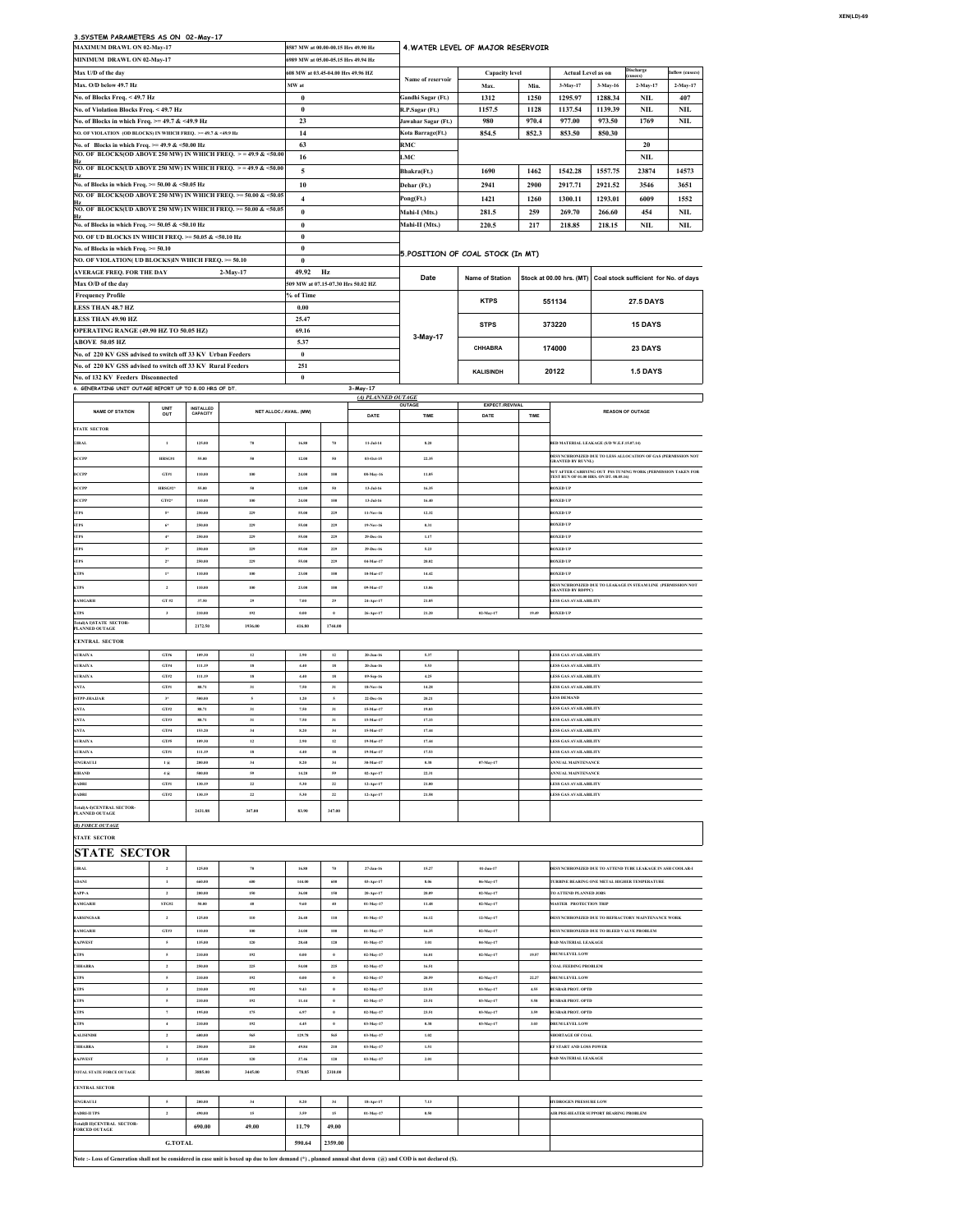## 3. SYSTEM PARAMETERS AS ON 02-May-17

| | | |
|---|---|---|
| MAXIMUM DRAWL ON 02-May-17 | | 8587 MW at 00.00-00.15 Hrs 49.90 Hz |
| MINIMUM DRAWL ON 02-May-17 | | 6989 MW at 05.00-05.15 Hrs 49.94 Hz |
| Max U/D of the day | | 608 MW at 03.45-04.00 Hrs 49.96 HZ |
| Max. O/D below 49.7 Hz | | MW at |
| No. of Blocks Freq. < 49.7 Hz | | 0 |
| No. of Violation Blocks Freq. < 49.7 Hz | | 0 |
| No. of Blocks in which Freq. >= 49.7 & <49.9 Hz | | 23 |
| NO. OF VIOLATION (OD BLOCKS) IN WHICH FREQ. >= 49.7 & <49.9 Hz | | 14 |
| No. of Blocks in which Freq. >= 49.9 & <50.00 Hz | | 63 |
| NO. OF BLOCKS(OD ABOVE 250 MW) IN WHICH FREQ. > = 49.9 & <50.00 Hz | | 16 |
| NO. OF BLOCKS(UD ABOVE 250 MW) IN WHICH FREQ. > = 49.9 & <50.00 Hz | | 5 |
| No. of Blocks in which Freq. >= 50.00 & <50.05 Hz | | 10 |
| NO. OF BLOCKS(OD ABOVE 250 MW) IN WHICH FREQ. >= 50.00 & <50.05 Hz | | 4 |
| NO. OF BLOCKS(UD ABOVE 250 MW) IN WHICH FREQ. >= 50.00 & <50.05 Hz | | 0 |
| No. of Blocks in which Freq. >= 50.05 & <50.10 Hz | | 0 |
| NO. OF UD BLOCKS IN WHICH FREQ. >= 50.05 & <50.10 Hz | | 0 |
| No. of Blocks in which Freq. >= 50.10 | | 0 |
| NO. OF VIOLATION( UD BLOCKS)IN WHICH FREQ. >= 50.10 | | 0 |
| AVERAGE FREQ. FOR THE DAY | 2-May-17 | 49.92 Hz |
| Max O/D of the day | | 509 MW at 07.15-07.30 Hrs 50.02 HZ |
| Frequency Profile | | % of Time |
| LESS THAN 48.7 HZ | | 0.00 |
| LESS THAN 49.90 HZ | | 25.47 |
| OPERATING RANGE (49.90 HZ TO 50.05 HZ) | | 69.16 |
| ABOVE 50.05 HZ | | 5.37 |
| No. of 220 KV GSS advised to switch off 33 KV Urban Feeders | | 0 |
| No. of 220 KV GSS advised to switch off 33 KV Rural Feeders | | 251 |
| No. of 132 KV Feeders Disconnected | | 0 |

## 4. WATER LEVEL OF MAJOR RESERVOIR

| Name of reservoir | Capacity level | | Actual Level as on | | Discharge (cusecs) | Inflow (cusecs) |
|---|---|---|---|---|---|---|
| | Max. | Min. | 3-May-17 | 3-May-16 | 2-May-17 | 2-May-17 |
| Gandhi Sagar (Ft.) | 1312 | 1250 | 1295.97 | 1288.34 | NIL | 407 |
| R.P.Sagar (Ft.) | 1157.5 | 1128 | 1137.54 | 1139.39 | NIL | NIL |
| Jawahar Sagar (Ft.) | 980 | 970.4 | 977.00 | 973.50 | 1769 | NIL |
| Kota Barrage(Ft.) | 854.5 | 852.3 | 853.50 | 850.30 | | |
| RMC | | | | | 20 | |
| LMC | | | | | NIL | |
| Bhakra(Ft.) | 1690 | 1462 | 1542.28 | 1557.75 | 23874 | 14573 |
| Dehar (Ft.) | 2941 | 2900 | 2917.71 | 2921.52 | 3546 | 3651 |
| Pong(Ft.) | 1421 | 1260 | 1300.11 | 1293.01 | 6009 | 1552 |
| Mahi-I (Mts.) | 281.5 | 259 | 269.70 | 266.60 | 454 | NIL |
| Mahi-II (Mts.) | 220.5 | 217 | 218.85 | 218.15 | NIL | NIL |

## 5. POSITION OF COAL STOCK (In MT)

| Date | Name of Station | Stock at 00.00 hrs. (MT) | Coal stock sufficient for No. of days |
|---|---|---|---|
| 3-May-17 | KTPS | 551134 | 27.5 DAYS |
| | STPS | 373220 | 15 DAYS |
| | CHHABRA | 174000 | 23 DAYS |
| | KALISINDH | 20122 | 1.5 DAYS |

## 6. GENERATING UNIT OUTAGE REPORT UP TO 8.00 HRS OF DT. 3-May-17

### (A) PLANNED OUTAGE

| NAME OF STATION | UNIT OUT | INSTALLED CAPACITY | NET ALLOC./ AVAIL. (MW) | | | OUTAGE DATE | OUTAGE TIME | EXPECT./REVIVAL DATE | EXPECT./REVIVAL TIME | REASON OF OUTAGE |
|---|---|---|---|---|---|---|---|---|---|---|
| **STATE SECTOR** | | | | | | | | | | |
| GIRAL | 1 | 125.00 | 70 | 16.80 | 70 | 11-Jul-14 | 8.20 | | | BED MATERIAL LEAKAGE (S/D W.E.F.15.07.14) |
| DCCPP | HRSG#1 | 55.00 | 50 | 12.00 | 50 | 03-Oct-15 | 22.35 | | | DESYNCHRONIZED DUE TO LESS ALLOCATION OF GAS (PERMISSION NOT GRANTED BY RUVNL) |
| DCCPP | GT#1 | 110.00 | 100 | 24.00 | 100 | 08-May-16 | 11.05 | | | S/T AFTER CARRYING OUT PSS TUNING WORK (PERMISSION TAKEN FOR TEST RUN OF 01.00 HRS. ON DT. 08.05.16) |
| DCCPP | HRSG#2* | 55.00 | 50 | 12.00 | 50 | 13-Jul-16 | 16.35 | | | BOXED UP |
| DCCPP | GT#2* | 110.00 | 100 | 24.00 | 100 | 13-Jul-16 | 16.40 | | | BOXED UP |
| STPS | 5* | 250.00 | 229 | 55.00 | 229 | 11-Nov-16 | 12.32 | | | BOXED UP |
| STPS | 6* | 250.00 | 229 | 55.00 | 229 | 19-Nov-16 | 8.31 | | | BOXED UP |
| STPS | 4* | 250.00 | 229 | 55.00 | 229 | 29-Dec-16 | 1.17 | | | BOXED UP |
| STPS | 3* | 250.00 | 229 | 55.00 | 229 | 29-Dec-16 | 5.23 | | | BOXED UP |
| STPS | 2* | 250.00 | 229 | 55.00 | 229 | 04-Mar-17 | 20.02 | | | BOXED UP |
| KTPS | 1* | 110.00 | 100 | 23.00 | 100 | 18-Mar-17 | 14.42 | | | BOXED UP |
| KTPS | 2 | 110.00 | 100 | 23.00 | 100 | 09-Mar-17 | 13.06 | | | DESYNCHRONIZED DUE TO LEAKAGE IN STEAM LINE (PERMISSION NOT GRANTED BY RDPPC) |
| RAMGARH | GT #2 | 37.50 | 29 | 7.00 | 29 | 24-Apr-17 | 21.05 | | | LESS GAS AVAILABILITY |
| KTPS | 3 | 210.00 | 192 | 0.00 | 0 | 26-Apr-17 | 21.20 | 02-May-17 | 19.49 | BOXED UP |
| Total(A I)STATE SECTOR-PLANNED OUTAGE | | 2172.50 | 1936.00 | 416.80 | 1744.00 | | | | | |
| **CENTRAL SECTOR** | | | | | | | | | | |
| AURAIYA | GT#6 | 109.30 | 12 | 2.90 | 12 | 20-Jun-16 | 5.37 | | | LESS GAS AVAILABILITY |
| AURAIYA | GT#4 | 111.19 | 18 | 4.40 | 18 | 20-Jun-16 | 5.53 | | | LESS GAS AVAILABILITY |
| AURAIYA | GT#2 | 111.19 | 18 | 4.40 | 18 | 09-Sep-16 | 4.25 | | | LESS GAS AVAILABILITY |
| ANTA | GT#1 | 88.71 | 31 | 7.50 | 31 | 18-Nov-16 | 14.28 | | | LESS GAS AVAILABILITY |
| ISTPP-JHAJJAR | 3* | 500.00 | 5 | 1.20 | 5 | 22-Dec-16 | 20.21 | | | LESS DEMAND |
| ANTA | GT#2 | 88.71 | 31 | 7.50 | 31 | 19-Mar-17 | 19.03 | | | LESS GAS AVAILABILITY |
| ANTA | GT#3 | 88.71 | 31 | 7.50 | 31 | 19-Mar-17 | 17.33 | | | LESS GAS AVAILABILITY |
| ANTA | GT#4 | 153.20 | 34 | 8.20 | 34 | 19-Mar-17 | 17.44 | | | LESS GAS AVAILABILITY |
| AURAIYA | GT#3 | 109.30 | 12 | 2.90 | 12 | 19-Mar-17 | 17.44 | | | LESS GAS AVAILABILITY |
| AURAIYA | GT#1 | 111.19 | 18 | 4.40 | 18 | 19-Mar-17 | 17.33 | | | LESS GAS AVAILABILITY |
| SINGRAULI | 1 @ | 200.00 | 34 | 8.20 | 34 | 30-Mar-17 | 8.38 | 07-May-17 | | ANNUAL MAINTENANCE |
| RIHAND | 4 @ | 500.00 | 59 | 14.20 | 59 | 02-Apr-17 | 22.31 | | | ANNUAL MAINTENANCE |
| DADRI | GT#1 | 130.19 | 22 | 5.30 | 22 | 12-Apr-17 | 21.00 | | | LESS GAS AVAILABILITY |
| DADRI | GT#2 | 130.19 | 22 | 5.30 | 22 | 12-Apr-17 | 21.58 | | | LESS GAS AVAILABILITY |
| Total(A-I)CENTRAL SECTOR-PLANNED OUTAGE | | 2431.88 | 347.00 | 83.90 | 347.00 | | | | | |

### (B) FORCE OUTAGE

| NAME OF STATION | UNIT OUT | INSTALLED CAPACITY | NET ALLOC./ AVAIL. (MW) | | | OUTAGE DATE | OUTAGE TIME | EXPECT./REVIVAL DATE | EXPECT./REVIVAL TIME | REASON OF OUTAGE |
|---|---|---|---|---|---|---|---|---|---|---|
| **STATE SECTOR** | | | | | | | | | | |
| GIRAL | 2 | 125.00 | 70 | 16.80 | 70 | 27-Jan-16 | 15.27 | 01-Jun-17 | | DESYNCHRONIZED DUE TO ATTEND TUBE LEAKAGE IN ASH COOLAR-I |
| ADANI | 1 | 660.00 | 600 | 144.00 | 600 | 03-Apr-17 | 8.06 | 06-May-17 | | TURBINE BEARING ONE METAL HIGHER TEMPERATURE |
| RAPP-A | 2 | 200.00 | 150 | 36.00 | 150 | 20-Apr-17 | 20.09 | 02-May-17 | | TO ATTEND PLANNED JOBS |
| RAMGARH | STG#2 | 50.00 | 40 | 9.60 | 40 | 01-May-17 | 11.48 | 02-May-17 | | MASTER PROTECTION TRIP |
| BARSINGSAR | 2 | 125.00 | 110 | 26.10 | 110 | 01-May-17 | 16.12 | 12-May-17 | | DESYNCHRONIZED DUE TO REFRACTORY MAINTENANCE WORK |
| RAMGARH | GT#3 | 110.00 | 100 | 24.00 | 100 | 01-May-17 | 16.35 | 02-May-17 | | DESYNCHRONIZED DUE TO BLEED VALVE PROBLEM |
| RAJWEST | 5 | 135.00 | 128 | 28.60 | 128 | 01-May-17 | 3.01 | 04-May-17 | | BAD MATERIAL LEAKAGE |
| KTPS | 5 | 210.00 | 192 | 0.00 | 0 | 02-May-17 | 16.01 | 02-May-17 | 19.57 | DRUM LEVEL LOW |
| CHHABRA | 2 | 250.00 | 225 | 54.00 | 225 | 02-May-17 | 16.51 | | | COAL FEEDING PROBLEM |
| KTPS | 5 | 210.00 | 192 | 0.00 | 0 | 02-May-17 | 20.59 | 02-May-17 | 22.27 | DRUM LEVEL LOW |
| KTPS | 3 | 210.00 | 192 | 9.43 | 0 | 02-May-17 | 23.51 | 03-May-17 | 4.55 | BUSBAR PROT. OPTD |
| KTPS | 5 | 210.00 | 192 | 11.44 | 0 | 02-May-17 | 23.51 | 03-May-17 | 5.58 | BUSBAR PROT. OPTD |
| KTPS | 7 | 195.00 | 178 | 6.97 | 0 | 02-May-17 | 23.51 | 03-May-17 | 3.59 | BUSBAR PROT. OPTD |
| KTPS | 4 | 210.00 | 192 | 4.45 | 0 | 03-May-17 | 0.38 | 03-May-17 | 3.03 | DRUM LEVEL LOW |
| KALISINDH | 2 | 600.00 | 565 | 129.78 | 565 | 03-May-17 | 1.02 | | | SHORTAGE OF COAL |
| CHHABRA | 1 | 250.00 | 210 | 49.84 | 210 | 03-May-17 | 1.51 | | | EF START AND LOSS POWER |
| RAJWEST | 2 | 135.00 | 120 | 27.46 | 120 | 03-May-17 | 2.01 | | | BAD MATERIAL LEAKAGE |
| TOTAL STATE FORCE OUTAGE | | 3885.00 | 3445.00 | 578.85 | 2318.00 | | | | | |
| **CENTRAL SECTOR** | | | | | | | | | | |
| SINGRAULI | 5 | 200.00 | 34 | 8.20 | 34 | 18-Apr-17 | 7.13 | | | HYDROGEN PRESSURE LOW |
| DADRI-II TPS | 2 | 490.00 | 15 | 3.59 | 15 | 01-May-17 | 0.56 | | | AIR PRE-HEATER SUPPORT BEARING PROBLEM |
| Total(B II)CENTRAL SECTOR-FORCED OUTAGE | | 690.00 | 49.00 | 11.79 | 49.00 | | | | | |
| G.TOTAL | | | | 590.64 | 2359.00 | | | | | |

Note :- Loss of Generation shall not be considered in case unit is boxed up due to low demand (*) , planned annual shut down (@) and COD is not declared ($).